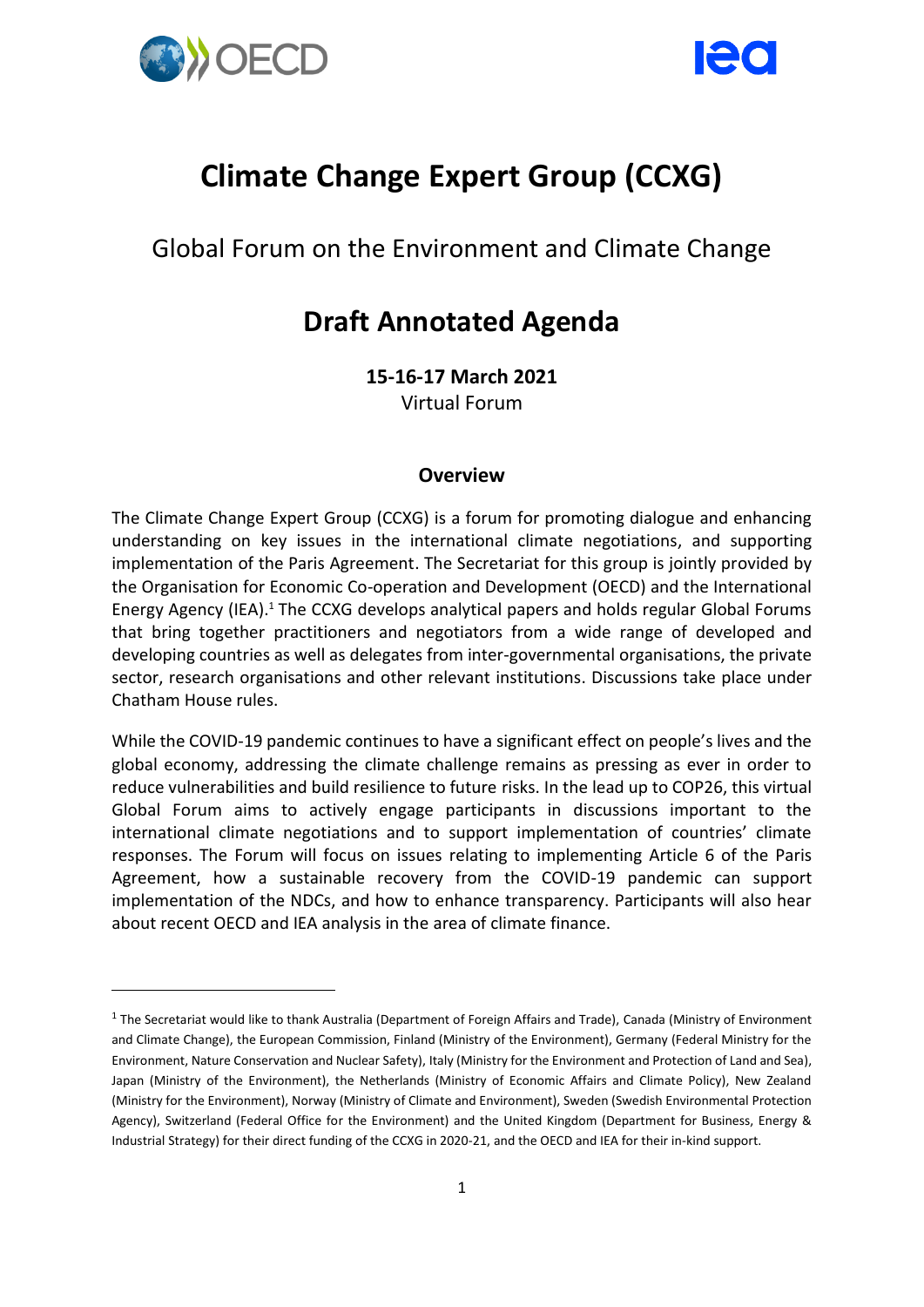# Climate Change Expert Group (CCXG)

## Global Forum on the Environment and Climate Change

# Draft Annotated Agenda

**15-16-17 March 2021**
Virtual Forum

### Overview

The Climate Change Expert Group (CCXG) is a forum for promoting dialogue and enhancing understanding on key issues in the international climate negotiations, and supporting implementation of the Paris Agreement. The Secretariat for this group is jointly provided by the Organisation for Economic Co-operation and Development (OECD) and the International Energy Agency (IEA).[1] The CCXG develops analytical papers and holds regular Global Forums that bring together practitioners and negotiators from a wide range of developed and developing countries as well as delegates from inter-governmental organisations, the private sector, research organisations and other relevant institutions. Discussions take place under Chatham House rules.

While the COVID-19 pandemic continues to have a significant effect on people's lives and the global economy, addressing the climate challenge remains as pressing as ever in order to reduce vulnerabilities and build resilience to future risks. In the lead up to COP26, this virtual Global Forum aims to actively engage participants in discussions important to the international climate negotiations and to support implementation of countries' climate responses. The Forum will focus on issues relating to implementing Article 6 of the Paris Agreement, how a sustainable recovery from the COVID-19 pandemic can support implementation of the NDCs, and how to enhance transparency. Participants will also hear about recent OECD and IEA analysis in the area of climate finance.

---

[1] The Secretariat would like to thank Australia (Department of Foreign Affairs and Trade), Canada (Ministry of Environment and Climate Change), the European Commission, Finland (Ministry of the Environment), Germany (Federal Ministry for the Environment, Nature Conservation and Nuclear Safety), Italy (Ministry for the Environment and Protection of Land and Sea), Japan (Ministry of the Environment), the Netherlands (Ministry of Economic Affairs and Climate Policy), New Zealand (Ministry for the Environment), Norway (Ministry of Climate and Environment), Sweden (Swedish Environmental Protection Agency), Switzerland (Federal Office for the Environment) and the United Kingdom (Department for Business, Energy & Industrial Strategy) for their direct funding of the CCXG in 2020-21, and the OECD and IEA for their in-kind support.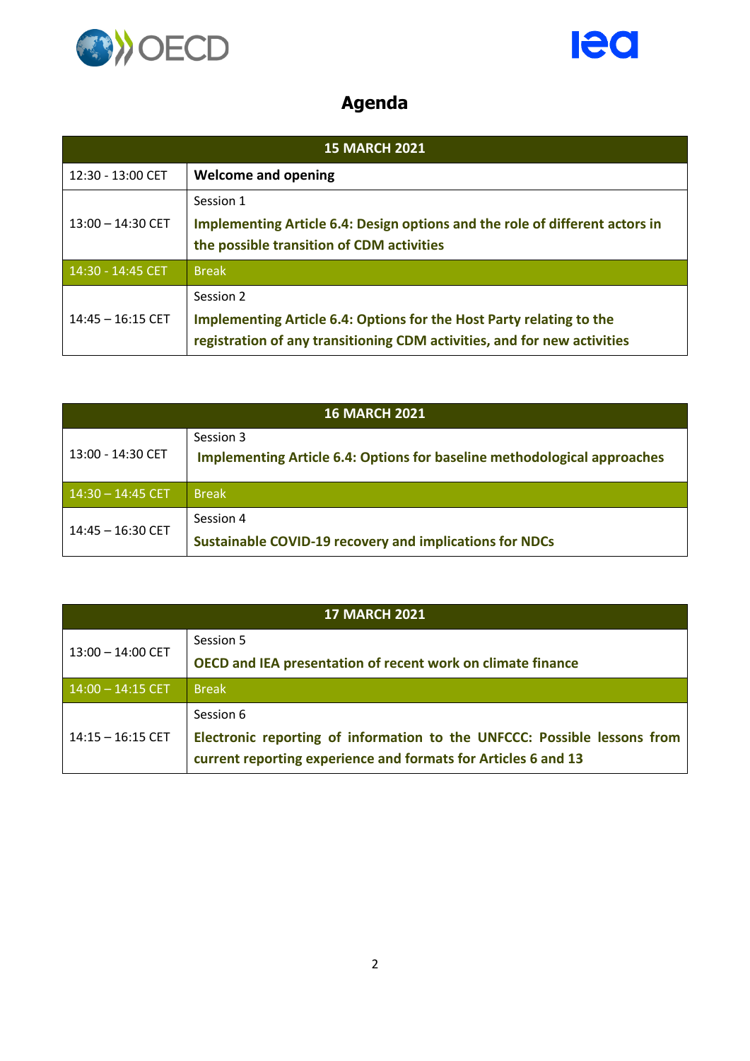# Agenda

| 15 MARCH 2021 | |
|---|---|
| 12:30 - 13:00 CET | **Welcome and opening** |
| 13:00 – 14:30 CET | Session 1<br>**Implementing Article 6.4: Design options and the role of different actors in the possible transition of CDM activities** |
| 14:30 - 14:45 CET | Break |
| 14:45 – 16:15 CET | Session 2<br>**Implementing Article 6.4: Options for the Host Party relating to the registration of any transitioning CDM activities, and for new activities** |

| 16 MARCH 2021 | |
|---|---|
| 13:00 - 14:30 CET | Session 3<br>**Implementing Article 6.4: Options for baseline methodological approaches** |
| 14:30 – 14:45 CET | Break |
| 14:45 – 16:30 CET | Session 4<br>**Sustainable COVID-19 recovery and implications for NDCs** |

| 17 MARCH 2021 | |
|---|---|
| 13:00 – 14:00 CET | Session 5<br>**OECD and IEA presentation of recent work on climate finance** |
| 14:00 – 14:15 CET | Break |
| 14:15 – 16:15 CET | Session 6<br>**Electronic reporting of information to the UNFCCC: Possible lessons from current reporting experience and formats for Articles 6 and 13** |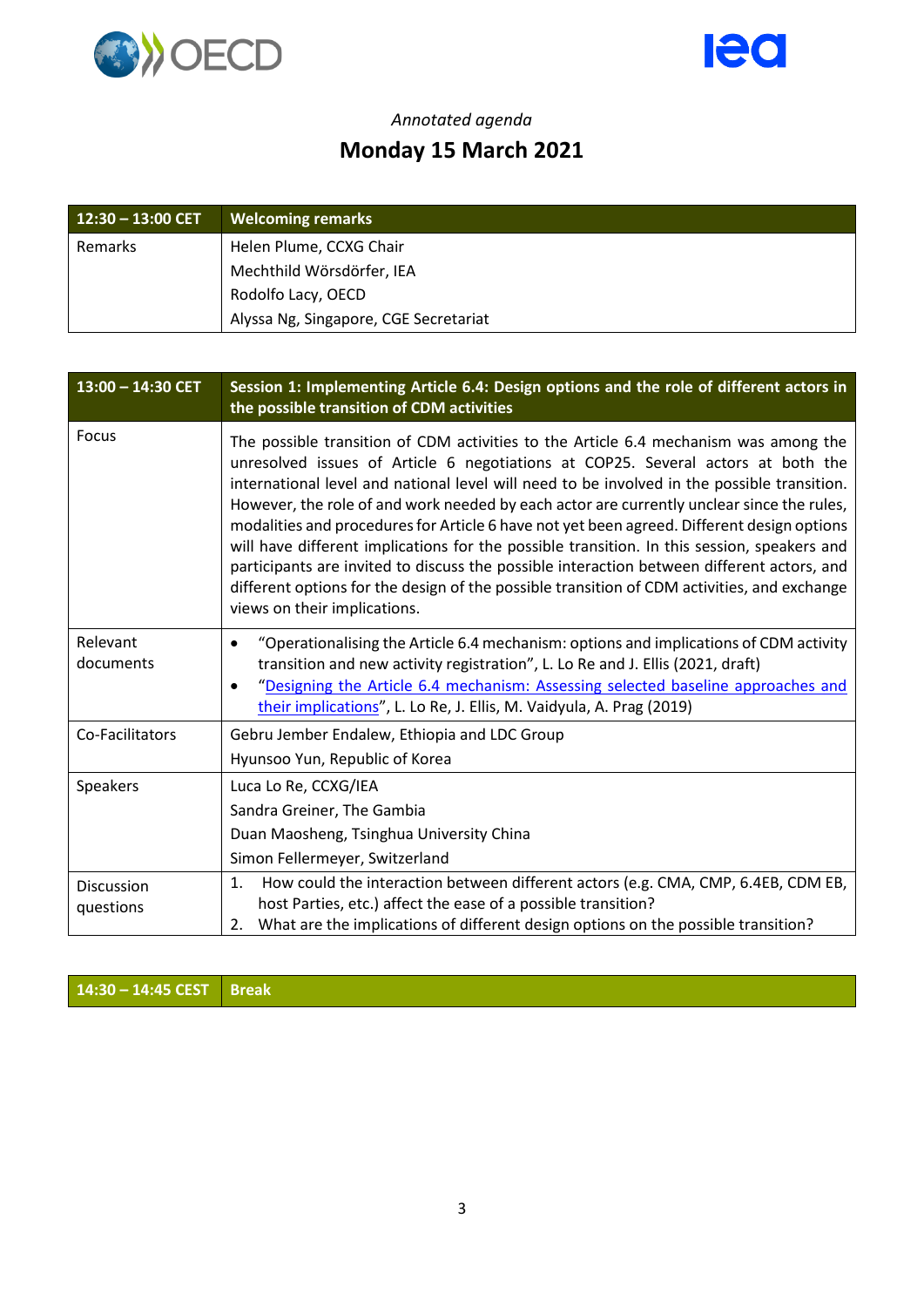*Annotated agenda*

# Monday 15 March 2021

| 12:30 – 13:00 CET | Welcoming remarks |
|---|---|
| Remarks | Helen Plume, CCXG Chair<br>Mechthild Wörsdörfer, IEA<br>Rodolfo Lacy, OECD<br>Alyssa Ng, Singapore, CGE Secretariat |

| 13:00 – 14:30 CET | Session 1: Implementing Article 6.4: Design options and the role of different actors in the possible transition of CDM activities |
|---|---|
| Focus | The possible transition of CDM activities to the Article 6.4 mechanism was among the unresolved issues of Article 6 negotiations at COP25. Several actors at both the international level and national level will need to be involved in the possible transition. However, the role of and work needed by each actor are currently unclear since the rules, modalities and procedures for Article 6 have not yet been agreed. Different design options will have different implications for the possible transition. In this session, speakers and participants are invited to discuss the possible interaction between different actors, and different options for the design of the possible transition of CDM activities, and exchange views on their implications. |
| Relevant documents | • "Operationalising the Article 6.4 mechanism: options and implications of CDM activity transition and new activity registration", L. Lo Re and J. Ellis (2021, draft)<br>• "Designing the Article 6.4 mechanism: Assessing selected baseline approaches and their implications", L. Lo Re, J. Ellis, M. Vaidyula, A. Prag (2019) |
| Co-Facilitators | Gebru Jember Endalew, Ethiopia and LDC Group<br>Hyunsoo Yun, Republic of Korea |
| Speakers | Luca Lo Re, CCXG/IEA<br>Sandra Greiner, The Gambia<br>Duan Maosheng, Tsinghua University China<br>Simon Fellermeyer, Switzerland |
| Discussion questions | 1. How could the interaction between different actors (e.g. CMA, CMP, 6.4EB, CDM EB, host Parties, etc.) affect the ease of a possible transition?<br>2. What are the implications of different design options on the possible transition? |

| 14:30 – 14:45 CEST | Break |
|---|---|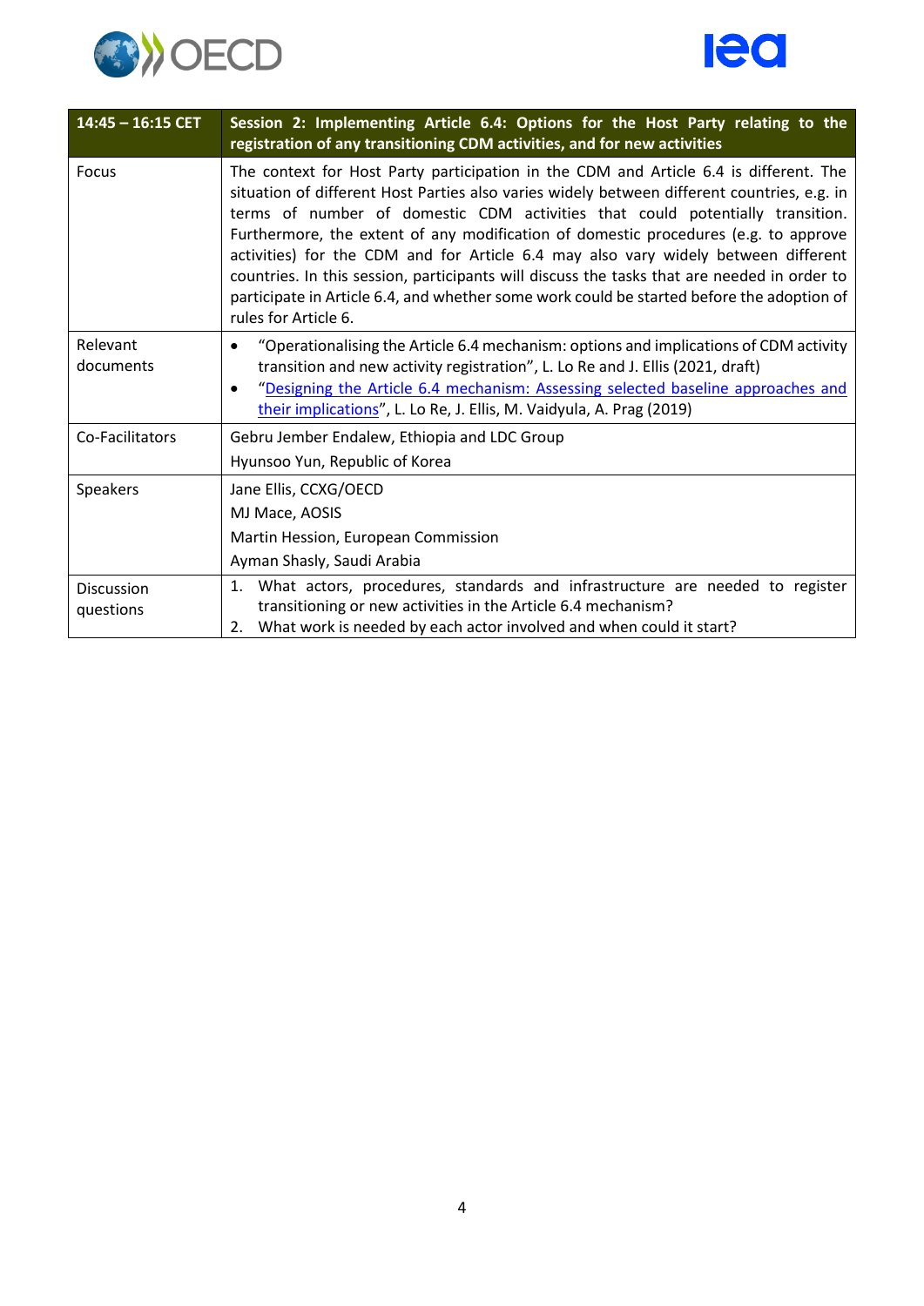| 14:45 – 16:15 CET | Session 2: Implementing Article 6.4: Options for the Host Party relating to the registration of any transitioning CDM activities, and for new activities |
|---|---|
| Focus | The context for Host Party participation in the CDM and Article 6.4 is different. The situation of different Host Parties also varies widely between different countries, e.g. in terms of number of domestic CDM activities that could potentially transition. Furthermore, the extent of any modification of domestic procedures (e.g. to approve activities) for the CDM and for Article 6.4 may also vary widely between different countries. In this session, participants will discuss the tasks that are needed in order to participate in Article 6.4, and whether some work could be started before the adoption of rules for Article 6. |
| Relevant documents | • "Operationalising the Article 6.4 mechanism: options and implications of CDM activity transition and new activity registration", L. Lo Re and J. Ellis (2021, draft)<br>• "Designing the Article 6.4 mechanism: Assessing selected baseline approaches and their implications", L. Lo Re, J. Ellis, M. Vaidyula, A. Prag (2019) |
| Co-Facilitators | Gebru Jember Endalew, Ethiopia and LDC Group<br>Hyunsoo Yun, Republic of Korea |
| Speakers | Jane Ellis, CCXG/OECD<br>MJ Mace, AOSIS<br>Martin Hession, European Commission<br>Ayman Shasly, Saudi Arabia |
| Discussion questions | 1. What actors, procedures, standards and infrastructure are needed to register transitioning or new activities in the Article 6.4 mechanism?<br>2. What work is needed by each actor involved and when could it start? |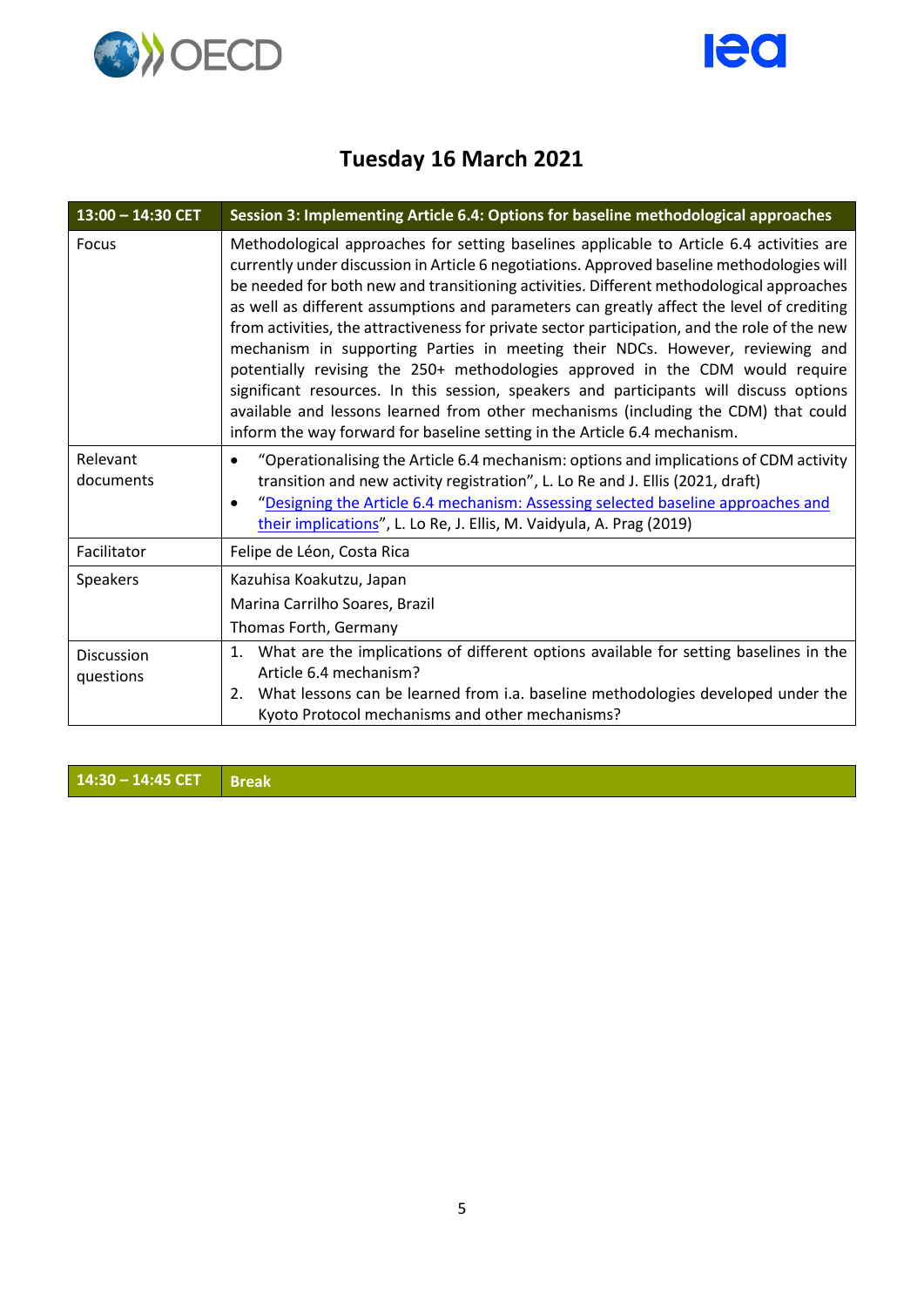## Tuesday 16 March 2021

| 13:00 – 14:30 CET | Session 3: Implementing Article 6.4: Options for baseline methodological approaches |
|---|---|
| Focus | Methodological approaches for setting baselines applicable to Article 6.4 activities are currently under discussion in Article 6 negotiations. Approved baseline methodologies will be needed for both new and transitioning activities. Different methodological approaches as well as different assumptions and parameters can greatly affect the level of crediting from activities, the attractiveness for private sector participation, and the role of the new mechanism in supporting Parties in meeting their NDCs. However, reviewing and potentially revising the 250+ methodologies approved in the CDM would require significant resources. In this session, speakers and participants will discuss options available and lessons learned from other mechanisms (including the CDM) that could inform the way forward for baseline setting in the Article 6.4 mechanism. |
| Relevant documents | • "Operationalising the Article 6.4 mechanism: options and implications of CDM activity transition and new activity registration", L. Lo Re and J. Ellis (2021, draft)<br>• "Designing the Article 6.4 mechanism: Assessing selected baseline approaches and their implications", L. Lo Re, J. Ellis, M. Vaidyula, A. Prag (2019) |
| Facilitator | Felipe de Léon, Costa Rica |
| Speakers | Kazuhisa Koakutzu, Japan<br>Marina Carrilho Soares, Brazil<br>Thomas Forth, Germany |
| Discussion questions | 1. What are the implications of different options available for setting baselines in the Article 6.4 mechanism?<br>2. What lessons can be learned from i.a. baseline methodologies developed under the Kyoto Protocol mechanisms and other mechanisms? |

| 14:30 – 14:45 CET | Break |
|---|---|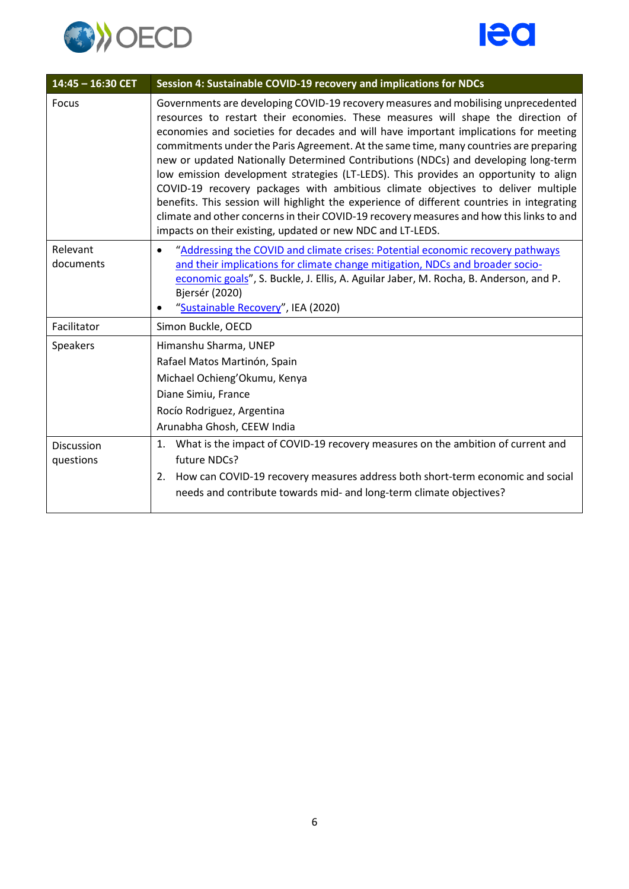| 14:45 – 16:30 CET | Session 4: Sustainable COVID-19 recovery and implications for NDCs |
|---|---|
| Focus | Governments are developing COVID-19 recovery measures and mobilising unprecedented resources to restart their economies. These measures will shape the direction of economies and societies for decades and will have important implications for meeting commitments under the Paris Agreement. At the same time, many countries are preparing new or updated Nationally Determined Contributions (NDCs) and developing long-term low emission development strategies (LT-LEDS). This provides an opportunity to align COVID-19 recovery packages with ambitious climate objectives to deliver multiple benefits. This session will highlight the experience of different countries in integrating climate and other concerns in their COVID-19 recovery measures and how this links to and impacts on their existing, updated or new NDC and LT-LEDS. |
| Relevant documents | • "Addressing the COVID and climate crises: Potential economic recovery pathways and their implications for climate change mitigation, NDCs and broader socio-economic goals", S. Buckle, J. Ellis, A. Aguilar Jaber, M. Rocha, B. Anderson, and P. Bjersér (2020)<br>• "Sustainable Recovery", IEA (2020) |
| Facilitator | Simon Buckle, OECD |
| Speakers | Himanshu Sharma, UNEP<br>Rafael Matos Martinón, Spain<br>Michael Ochieng'Okumu, Kenya<br>Diane Simiu, France<br>Rocío Rodriguez, Argentina<br>Arunabha Ghosh, CEEW India |
| Discussion questions | 1. What is the impact of COVID-19 recovery measures on the ambition of current and future NDCs?<br>2. How can COVID-19 recovery measures address both short-term economic and social needs and contribute towards mid- and long-term climate objectives? |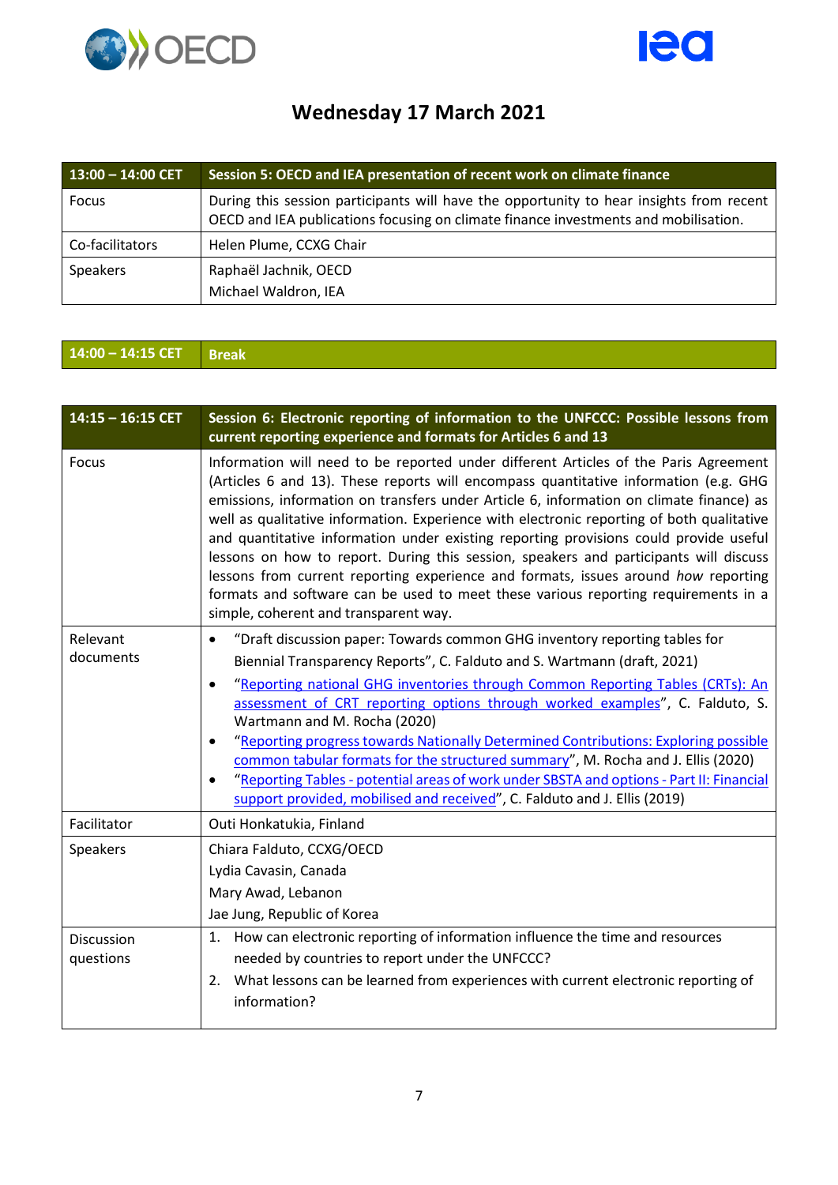# Wednesday 17 March 2021

| 13:00 – 14:00 CET | Session 5: OECD and IEA presentation of recent work on climate finance |
|---|---|
| Focus | During this session participants will have the opportunity to hear insights from recent OECD and IEA publications focusing on climate finance investments and mobilisation. |
| Co-facilitators | Helen Plume, CCXG Chair |
| Speakers | Raphaël Jachnik, OECD<br>Michael Waldron, IEA |

| 14:00 – 14:15 CET | Break |
|---|---|

| 14:15 – 16:15 CET | Session 6: Electronic reporting of information to the UNFCCC: Possible lessons from current reporting experience and formats for Articles 6 and 13 |
|---|---|
| Focus | Information will need to be reported under different Articles of the Paris Agreement (Articles 6 and 13). These reports will encompass quantitative information (e.g. GHG emissions, information on transfers under Article 6, information on climate finance) as well as qualitative information. Experience with electronic reporting of both qualitative and quantitative information under existing reporting provisions could provide useful lessons on how to report. During this session, speakers and participants will discuss lessons from current reporting experience and formats, issues around *how* reporting formats and software can be used to meet these various reporting requirements in a simple, coherent and transparent way. |
| Relevant documents | • "Draft discussion paper: Towards common GHG inventory reporting tables for Biennial Transparency Reports", C. Falduto and S. Wartmann (draft, 2021)<br>• "Reporting national GHG inventories through Common Reporting Tables (CRTs): An assessment of CRT reporting options through worked examples", C. Falduto, S. Wartmann and M. Rocha (2020)<br>• "Reporting progress towards Nationally Determined Contributions: Exploring possible common tabular formats for the structured summary", M. Rocha and J. Ellis (2020)<br>• "Reporting Tables - potential areas of work under SBSTA and options - Part II: Financial support provided, mobilised and received", C. Falduto and J. Ellis (2019) |
| Facilitator | Outi Honkatukia, Finland |
| Speakers | Chiara Falduto, CCXG/OECD<br>Lydia Cavasin, Canada<br>Mary Awad, Lebanon<br>Jae Jung, Republic of Korea |
| Discussion questions | 1. How can electronic reporting of information influence the time and resources needed by countries to report under the UNFCCC?<br>2. What lessons can be learned from experiences with current electronic reporting of information? |